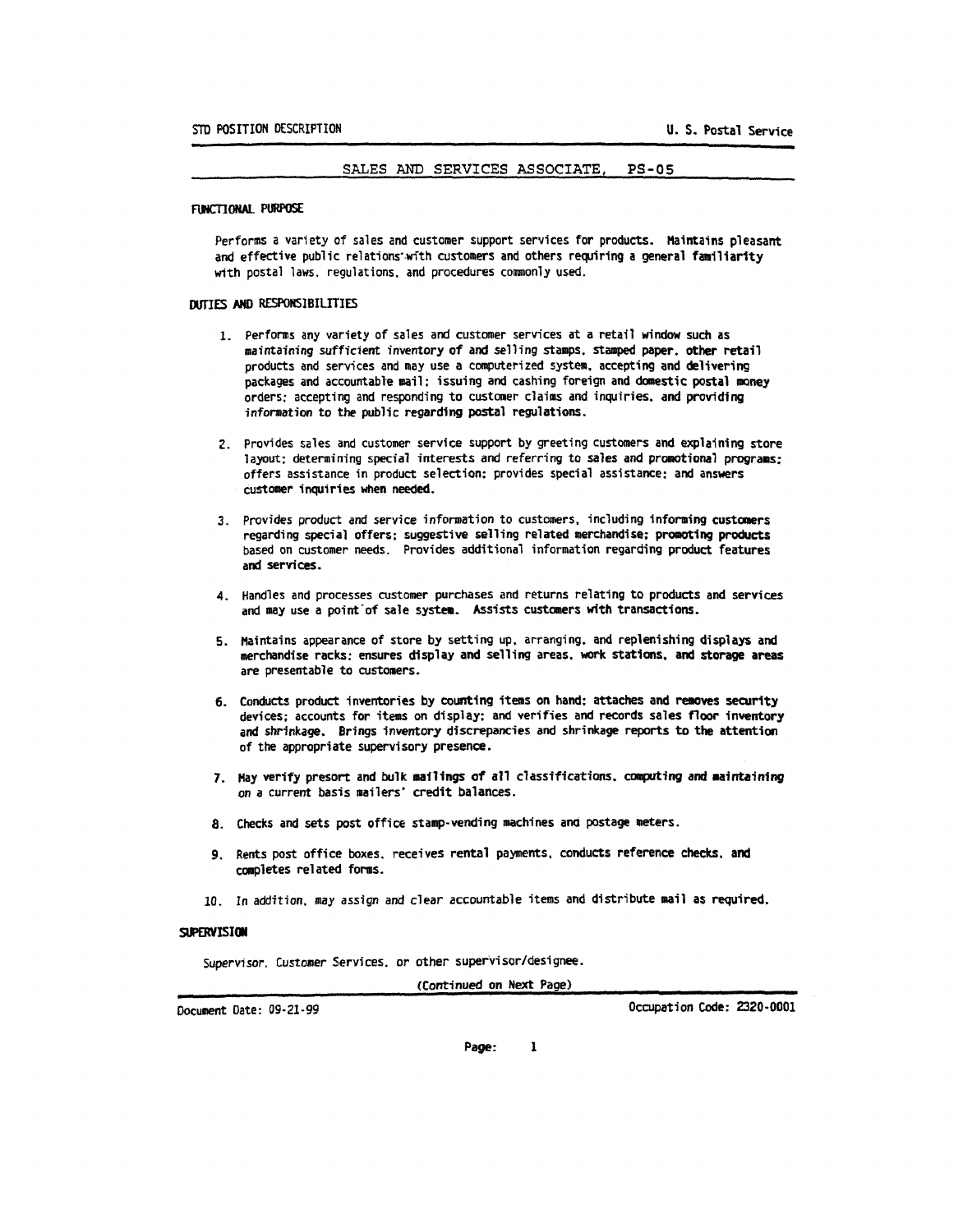STD POSITION DESCRIPTION U. S. Postal Service

# SALES AND SERVICES ASSOCIATE, PS-05

## FUNCTIONAL PURPOSE

Performs a variety of sales and customer support services for products. Maintains pleasant and effective public relations with customers and others requiring a general familiarity with postal laws, regulations, and procedures commonly used.

## DUTIES AND RESPONSIBILITIES

1. Performs any variety of sales and customer services at a retail window such as maintaining sufficient inventory of and selling stamps, stamped paper, other retail products and services and may use a computerized system, accepting and delivering packages and accountable mail; issuing and cashing foreign and domestic postal money orders; accepting and responding to customer claims and inquiries, and providing information to the public regarding postal regulations.

2. Provides sales and customer service support by greeting customers and explaining store layout; determining special interests and referring to sales and promotional programs; offers assistance in product selection; provides special assistance; and answers customer inquiries when needed.

3. Provides product and service information to customers, including informing customers regarding special offers; suggestive selling related merchandise; promoting products based on customer needs. Provides additional information regarding product features and services.

4. Handles and processes customer purchases and returns relating to products and services and may use a point of sale system. Assists customers with transactions.

5. Maintains appearance of store by setting up, arranging, and replenishing displays and merchandise racks; ensures display and selling areas, work stations, and storage areas are presentable to customers.

6. Conducts product inventories by counting items on hand; attaches and removes security devices; accounts for items on display; and verifies and records sales floor inventory and shrinkage. Brings inventory discrepancies and shrinkage reports to the attention of the appropriate supervisory presence.

7. May verify presort and bulk mailings of all classifications, computing and maintaining on a current basis mailers' credit balances.

8. Checks and sets post office stamp-vending machines and postage meters.

9. Rents post office boxes, receives rental payments, conducts reference checks, and completes related forms.

10. In addition, may assign and clear accountable items and distribute mail as required.

## SUPERVISION

Supervisor, Customer Services, or other supervisor/designee.

(Continued on Next Page)

Document Date: 09-21-99 Occupation Code: 2320-0001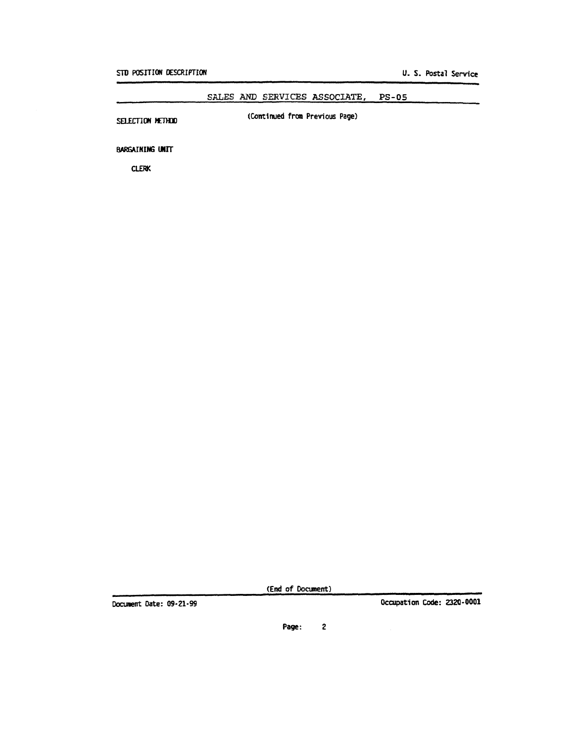# SALES AND SERVICES ASSOCIATE, PS-05

**SELECTION METHOD**

(Continued from Previous Page)

**BARGAINING UNIT**

CLERK

(End of Document)

Document Date: 09-21-99

Occupation Code: 2320-0001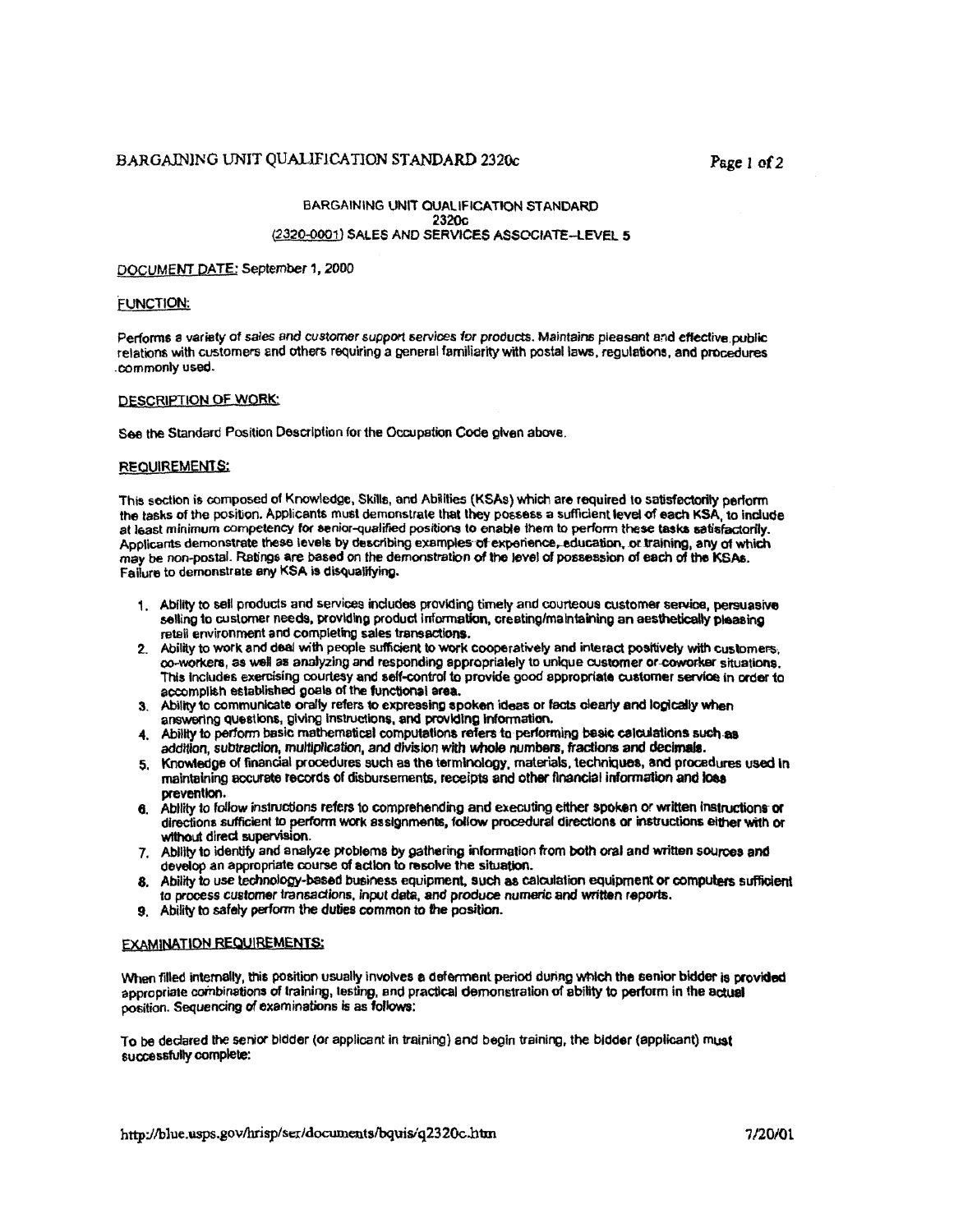# BARGAINING UNIT QUALIFICATION STANDARD
## 2320c
## (2320-0001) SALES AND SERVICES ASSOCIATE–LEVEL 5

DOCUMENT DATE: September 1, 2000

### FUNCTION:

Performs a variety of sales and customer support services for products. Maintains pleasant and effective public relations with customers and others requiring a general familiarity with postal laws, regulations, and procedures commonly used.

### DESCRIPTION OF WORK:

See the Standard Position Description for the Occupation Code given above.

### REQUIREMENTS:

This section is composed of Knowledge, Skills, and Abilities (KSAs) which are required to satisfactorily perform the tasks of the position. Applicants must demonstrate that they possess a sufficient level of each KSA, to include at least minimum competency for senior-qualified positions to enable them to perform these tasks satisfactorily. Applicants demonstrate these levels by describing examples of experience, education, or training, any of which may be non-postal. Ratings are based on the demonstration of the level of possession of each of the KSAs. Failure to demonstrate any KSA is disqualifying.

1. Ability to sell products and services includes providing timely and courteous customer service, persuasive selling to customer needs, providing product information, creating/maintaining an aesthetically pleasing retail environment and completing sales transactions.
2. Ability to work and deal with people sufficient to work cooperatively and interact positively with customers, co-workers, as well as analyzing and responding appropriately to unique customer or coworker situations. This includes exercising courtesy and self-control to provide good appropriate customer service in order to accomplish established goals of the functional area.
3. Ability to communicate orally refers to expressing spoken ideas or facts clearly and logically when answering questions, giving instructions, and providing information.
4. Ability to perform basic mathematical computations refers to performing basic calculations such as addition, subtraction, multiplication, and division with whole numbers, fractions and decimals.
5. Knowledge of financial procedures such as the terminology, materials, techniques, and procedures used in maintaining accurate records of disbursements, receipts and other financial information and loss prevention.
6. Ability to follow instructions refers to comprehending and executing either spoken or written instructions or directions sufficient to perform work assignments, follow procedural directions or instructions either with or without direct supervision.
7. Ability to identify and analyze problems by gathering information from both oral and written sources and develop an appropriate course of action to resolve the situation.
8. Ability to use technology-based business equipment, such as calculation equipment or computers sufficient to process customer transactions, input data, and produce numeric and written reports.
9. Ability to safely perform the duties common to the position.

### EXAMINATION REQUIREMENTS:

When filled internally, this position usually involves a deferment period during which the senior bidder is provided appropriate combinations of training, testing, and practical demonstration of ability to perform in the actual position. Sequencing of examinations is as follows:

To be declared the senior bidder (or applicant in training) and begin training, the bidder (applicant) must successfully complete: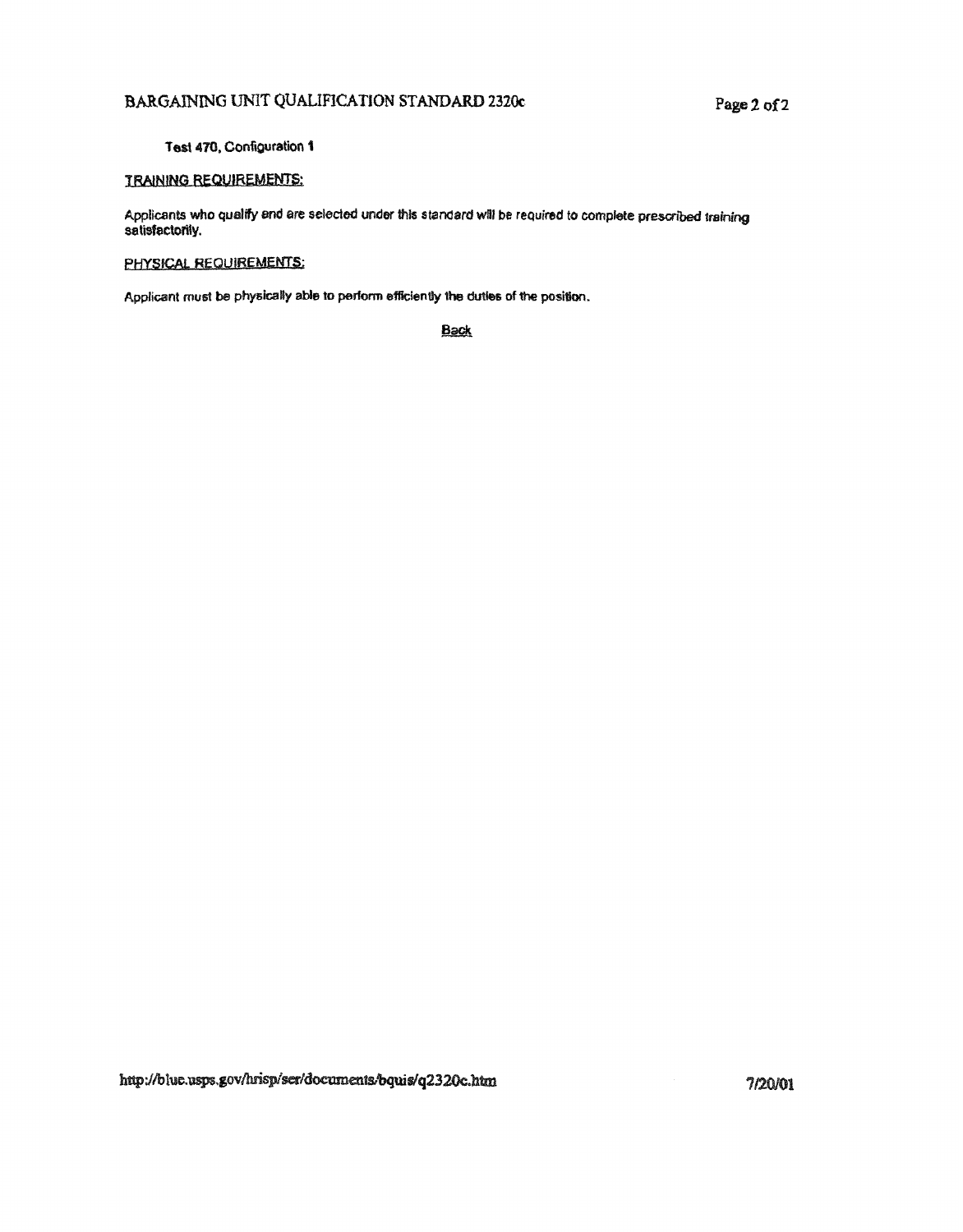Test 470, Configuration 1

TRAINING REQUIREMENTS:

Applicants who qualify and are selected under this standard will be required to complete prescribed training satisfactorily.

PHYSICAL REQUIREMENTS:

Applicant must be physically able to perform efficiently the duties of the position.

Back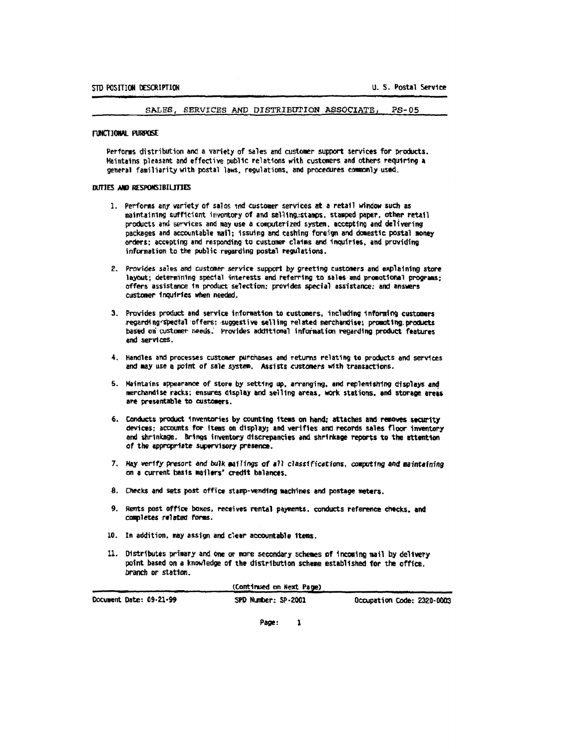STD POSITION DESCRIPTION U. S. Postal Service

## SALES, SERVICES AND DISTRIBUTION ASSOCIATE, PS-05

### FUNCTIONAL PURPOSE

Performs distribution and a variety of sales and customer support services for products. Maintains pleasant and effective public relations with customers and others requiring a general familiarity with postal laws, regulations, and procedures commonly used.

### DUTIES AND RESPONSIBILITIES

1. Performs any variety of sales and customer services at a retail window such as maintaining sufficient inventory of and selling stamps, stamped paper, other retail products and services and may use a computerized system, accepting and delivering packages and accountable mail; issuing and cashing foreign and domestic postal money orders; accepting and responding to customer claims and inquiries, and providing information to the public regarding postal regulations.

2. Provides sales and customer service support by greeting customers and explaining store layout; determining special interests and referring to sales and promotional programs; offers assistance in product selection; provides special assistance; and answers customer inquiries when needed.

3. Provides product and service information to customers, including informing customers regarding special offers; suggestive selling related merchandise; promoting products based on customer needs. Provides additional information regarding product features and services.

4. Handles and processes customer purchases and returns relating to products and services and may use a point of sale system. Assists customers with transactions.

5. Maintains appearance of store by setting up, arranging, and replenishing displays and merchandise racks; ensures display and selling areas, work stations, and storage areas are presentable to customers.

6. Conducts product inventories by counting items on hand; attaches and removes security devices; accounts for items on display; and verifies and records sales floor inventory and shrinkage. Brings inventory discrepancies and shrinkage reports to the attention of the appropriate supervisory presence.

7. May verify presort and bulk mailings of all classifications, computing and maintaining on a current basis mailers' credit balances.

8. Checks and sets post office stamp-vending machines and postage meters.

9. Rents post office boxes, receives rental payments, conducts reference checks, and completes related forms.

10. In addition, may assign and clear accountable items.

11. Distributes primary and one or more secondary schemes of incoming mail by delivery point based on a knowledge of the distribution scheme established for the office, branch or station.

(Continued on Next Page)

Document Date: 09-21-99 SPD Number: SP-2001 Occupation Code: 2320-0003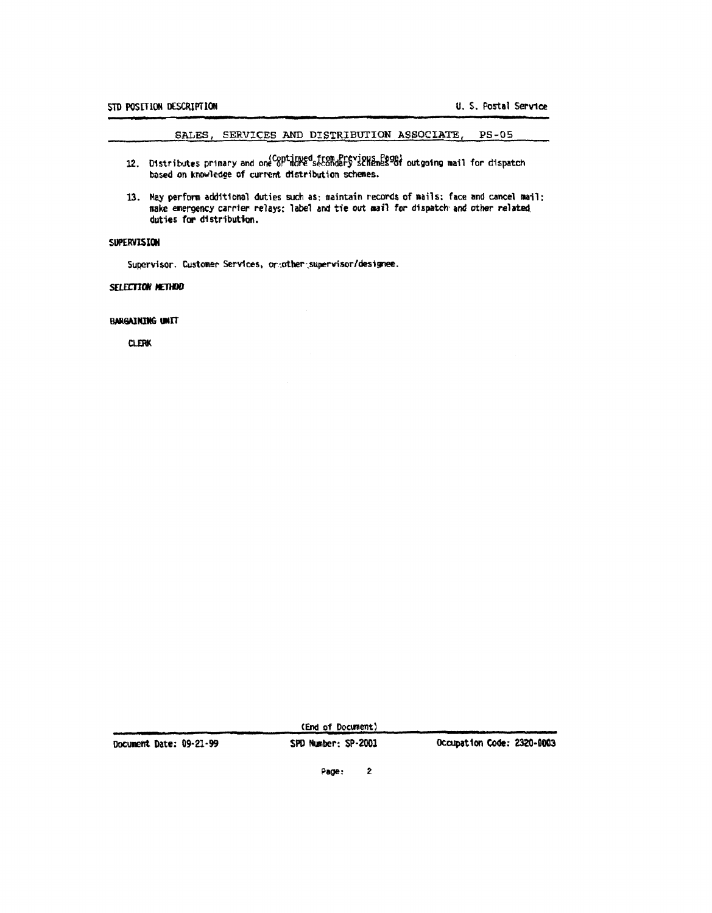## SALES, SERVICES AND DISTRIBUTION ASSOCIATE, PS-05

(Continued from Previous Page)

12. Distributes primary and one or more secondary schemes of outgoing mail for dispatch based on knowledge of current distribution schemes.

13. May perform additional duties such as: maintain records of mails; face and cancel mail; make emergency carrier relays; label and tie out mail for dispatch and other related duties for distribution.

**SUPERVISION**

Supervisor, Customer Services, or other supervisor/designee.

***SELECTION METHOD***

**BARGAINING UNIT**

CLERK

(End of Document)

Document Date: 09-21-99 SPD Number: SP-2001 Occupation Code: 2320-0003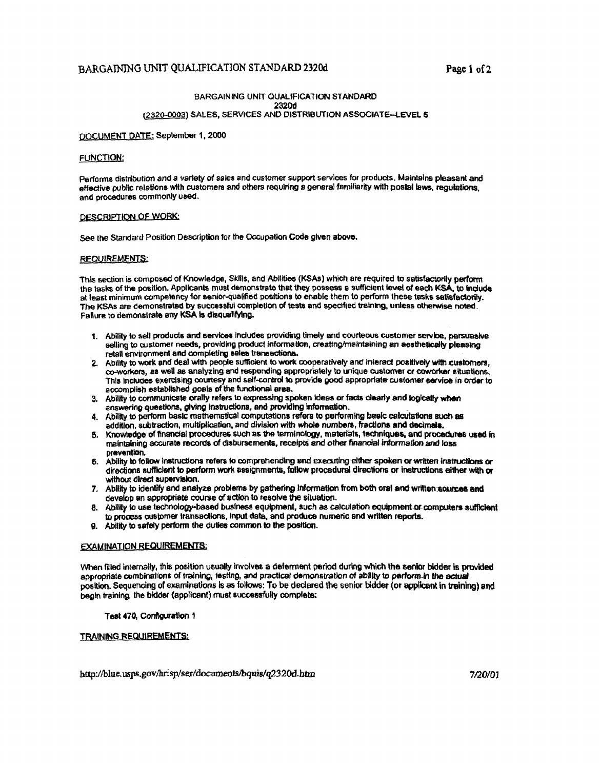BARGAINING UNIT QUALIFICATION STANDARD
2320d
(2320-0003) SALES, SERVICES AND DISTRIBUTION ASSOCIATE–LEVEL 5

DOCUMENT DATE: September 1, 2000

## FUNCTION:

Performs distribution and a variety of sales and customer support services for products. Maintains pleasant and effective public relations with customers and others requiring a general familiarity with postal laws, regulations, and procedures commonly used.

## DESCRIPTION OF WORK:

See the Standard Position Description for the Occupation Code given above.

## REQUIREMENTS:

This section is composed of Knowledge, Skills, and Abilities (KSAs) which are required to satisfactorily perform the tasks of the position. Applicants must demonstrate that they possess a sufficient level of each KSA, to include at least minimum competency for senior-qualified positions to enable them to perform these tasks satisfactorily. The KSAs are demonstrated by successful completion of tests and specified training, unless otherwise noted. Failure to demonstrate any KSA is disqualifying.

1. Ability to sell products and services includes providing timely and courteous customer service, persuasive selling to customer needs, providing product information, creating/maintaining an aesthetically pleasing retail environment and completing sales transactions.
2. Ability to work and deal with people sufficient to work cooperatively and interact positively with customers, co-workers, as well as analyzing and responding appropriately to unique customer or coworker situations. This includes exercising courtesy and self-control to provide good appropriate customer service in order to accomplish established goals of the functional area.
3. Ability to communicate orally refers to expressing spoken ideas or facts clearly and logically when answering questions, giving instructions, and providing information.
4. Ability to perform basic mathematical computations refers to performing basic calculations such as addition, subtraction, multiplication, and division with whole numbers, fractions and decimals.
5. Knowledge of financial procedures such as the terminology, materials, techniques, and procedures used in maintaining accurate records of disbursements, receipts and other financial information and loss prevention.
6. Ability to follow instructions refers to comprehending and executing either spoken or written instructions or directions sufficient to perform work assignments, follow procedural directions or instructions either with or without direct supervision.
7. Ability to identify and analyze problems by gathering information from both oral and written sources and develop an appropriate course of action to resolve the situation.
8. Ability to use technology-based business equipment, such as calculation equipment or computers sufficient to process customer transactions, input data, and produce numeric and written reports.
9. Ability to safely perform the duties common to the position.

## EXAMINATION REQUIREMENTS:

When filled internally, this position usually involves a deferment period during which the senior bidder is provided appropriate combinations of training, testing, and practical demonstration of ability to perform in the actual position. Sequencing of examinations is as follows: To be declared the senior bidder (or applicant in training) and begin training, the bidder (applicant) must successfully complete:

Test 470, Configuration 1

## TRAINING REQUIREMENTS: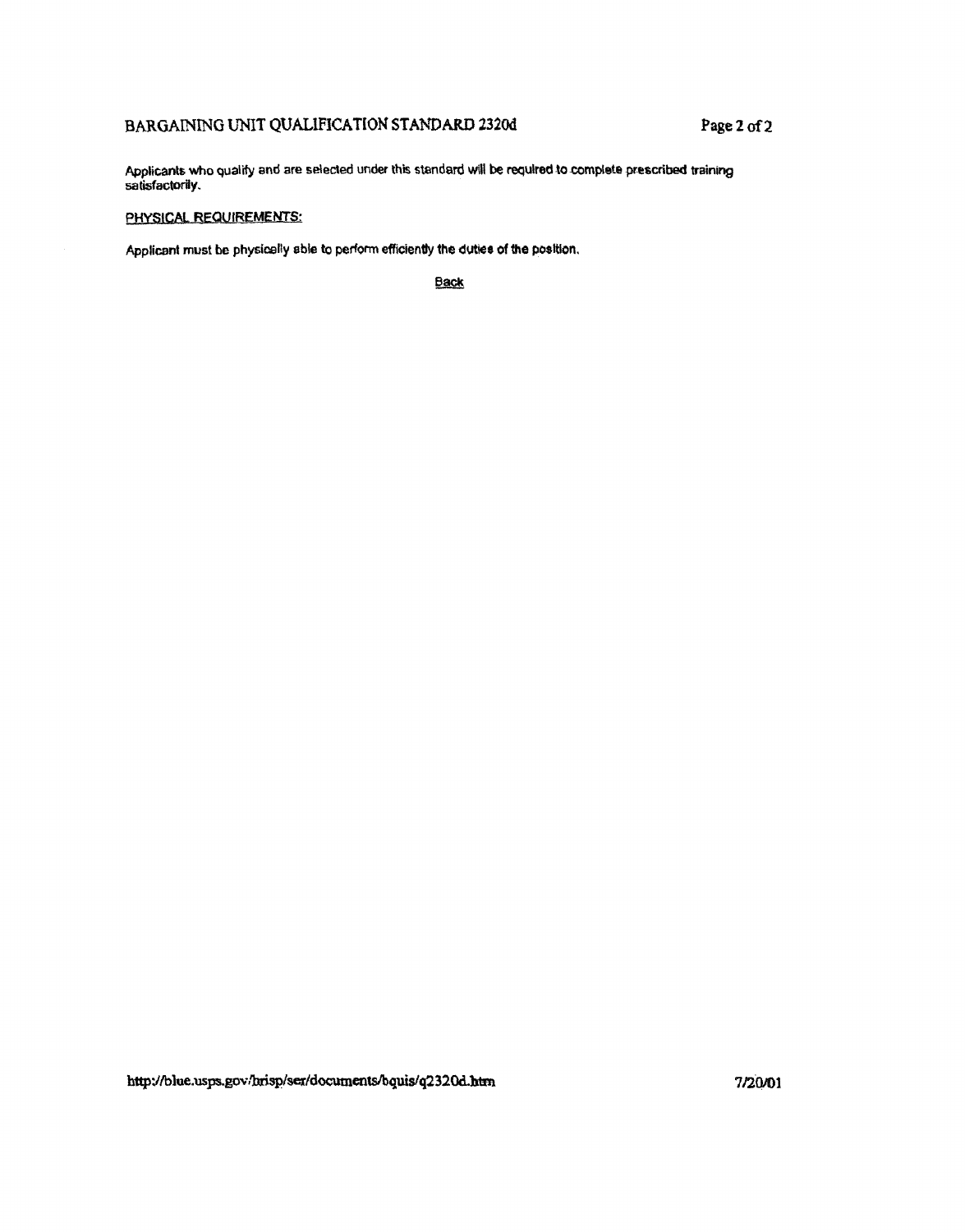Applicants who qualify and are selected under this standard will be required to complete prescribed training satisfactorily.

PHYSICAL REQUIREMENTS:

Applicant must be physically able to perform efficiently the duties of the position.

Back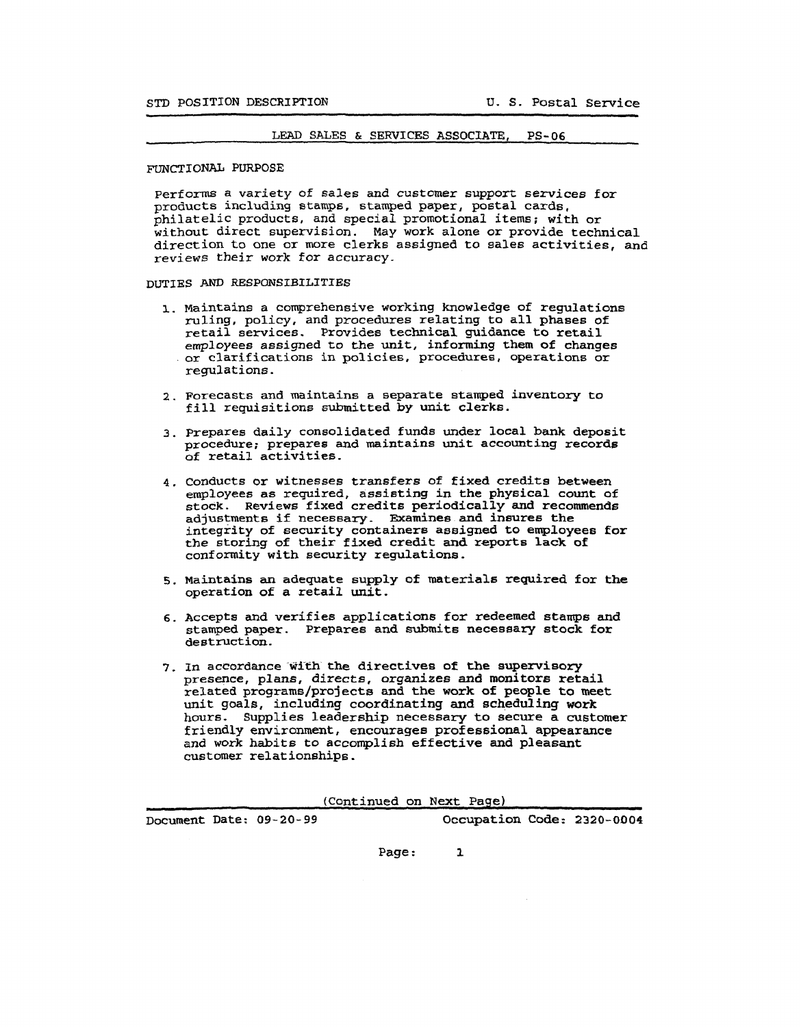STD POSITION DESCRIPTION U. S. Postal Service

## LEAD SALES & SERVICES ASSOCIATE, PS-06

### FUNCTIONAL PURPOSE

Performs a variety of sales and customer support services for products including stamps, stamped paper, postal cards, philatelic products, and special promotional items; with or without direct supervision. May work alone or provide technical direction to one or more clerks assigned to sales activities, and reviews their work for accuracy.

### DUTIES AND RESPONSIBILITIES

1. Maintains a comprehensive working knowledge of regulations ruling, policy, and procedures relating to all phases of retail services. Provides technical guidance to retail employees assigned to the unit, informing them of changes or clarifications in policies, procedures, operations or regulations.

2. Forecasts and maintains a separate stamped inventory to fill requisitions submitted by unit clerks.

3. Prepares daily consolidated funds under local bank deposit procedure; prepares and maintains unit accounting records of retail activities.

4. Conducts or witnesses transfers of fixed credits between employees as required, assisting in the physical count of stock. Reviews fixed credits periodically and recommends adjustments if necessary. Examines and insures the integrity of security containers assigned to employees for the storing of their fixed credit and reports lack of conformity with security regulations.

5. Maintains an adequate supply of materials required for the operation of a retail unit.

6. Accepts and verifies applications for redeemed stamps and stamped paper. Prepares and submits necessary stock for destruction.

7. In accordance with the directives of the supervisory presence, plans, directs, organizes and monitors retail related programs/projects and the work of people to meet unit goals, including coordinating and scheduling work hours. Supplies leadership necessary to secure a customer friendly environment, encourages professional appearance and work habits to accomplish effective and pleasant customer relationships.

(Continued on Next Page)

Document Date: 09-20-99 Occupation Code: 2320-0004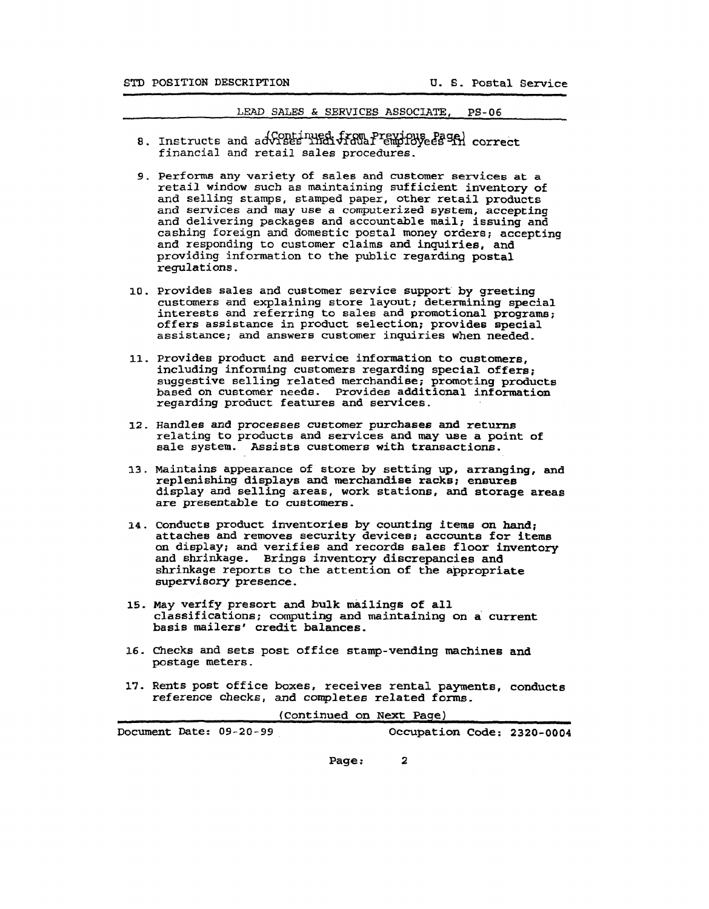LEAD SALES & SERVICES ASSOCIATE, PS-06

(Continued from Previous Page)

8. Instructs and advises individual employees in correct financial and retail sales procedures.

9. Performs any variety of sales and customer services at a retail window such as maintaining sufficient inventory of and selling stamps, stamped paper, other retail products and services and may use a computerized system, accepting and delivering packages and accountable mail; issuing and cashing foreign and domestic postal money orders; accepting and responding to customer claims and inquiries, and providing information to the public regarding postal regulations.

10. Provides sales and customer service support by greeting customers and explaining store layout; determining special interests and referring to sales and promotional programs; offers assistance in product selection; provides special assistance; and answers customer inquiries when needed.

11. Provides product and service information to customers, including informing customers regarding special offers; suggestive selling related merchandise; promoting products based on customer needs. Provides additional information regarding product features and services.

12. Handles and processes customer purchases and returns relating to products and services and may use a point of sale system. Assists customers with transactions.

13. Maintains appearance of store by setting up, arranging, and replenishing displays and merchandise racks; ensures display and selling areas, work stations, and storage areas are presentable to customers.

14. Conducts product inventories by counting items on hand; attaches and removes security devices; accounts for items on display; and verifies and records sales floor inventory and shrinkage. Brings inventory discrepancies and shrinkage reports to the attention of the appropriate supervisory presence.

15. May verify presort and bulk mailings of all classifications; computing and maintaining on a current basis mailers' credit balances.

16. Checks and sets post office stamp-vending machines and postage meters.

17. Rents post office boxes, receives rental payments, conducts reference checks, and completes related forms.

(Continued on Next Page)

Document Date: 09-20-99 Occupation Code: 2320-0004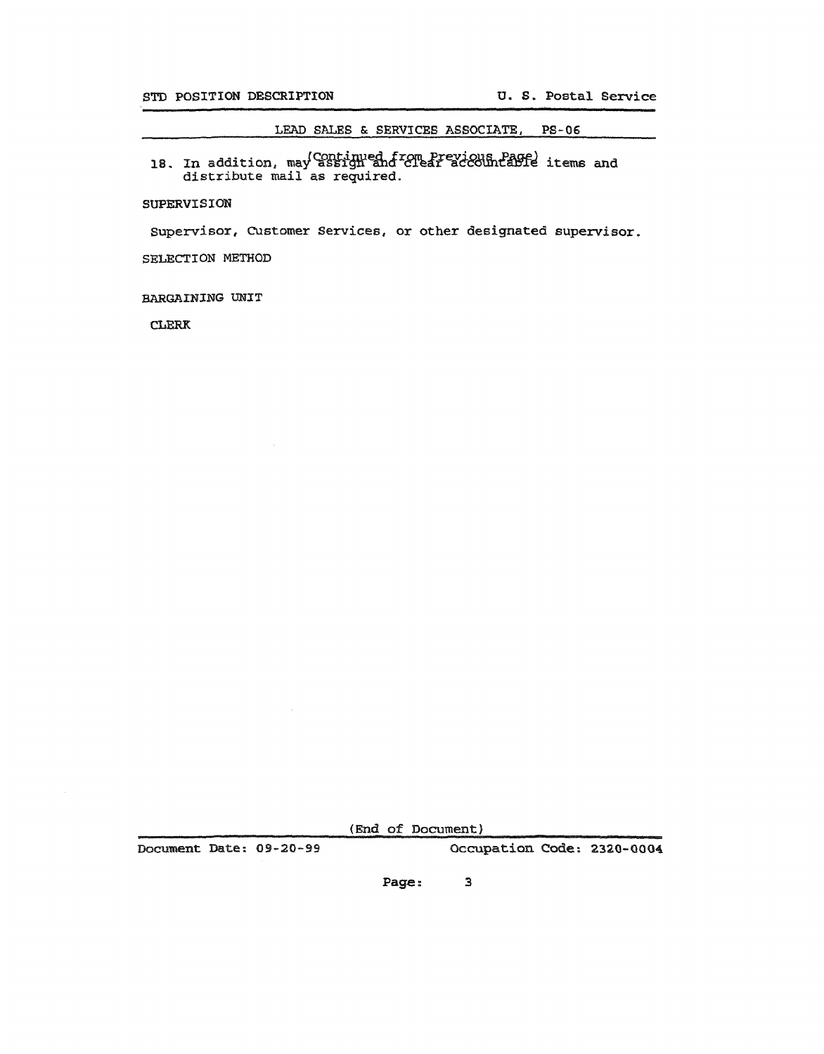## LEAD SALES & SERVICES ASSOCIATE, PS-06

(Continued from Previous Page)

18. In addition, may assign and clear accountable items and distribute mail as required.

SUPERVISION

Supervisor, Customer Services, or other designated supervisor.

SELECTION METHOD

BARGAINING UNIT

CLERK

(End of Document)

Document Date: 09-20-99 | Occupation Code: 2320-0004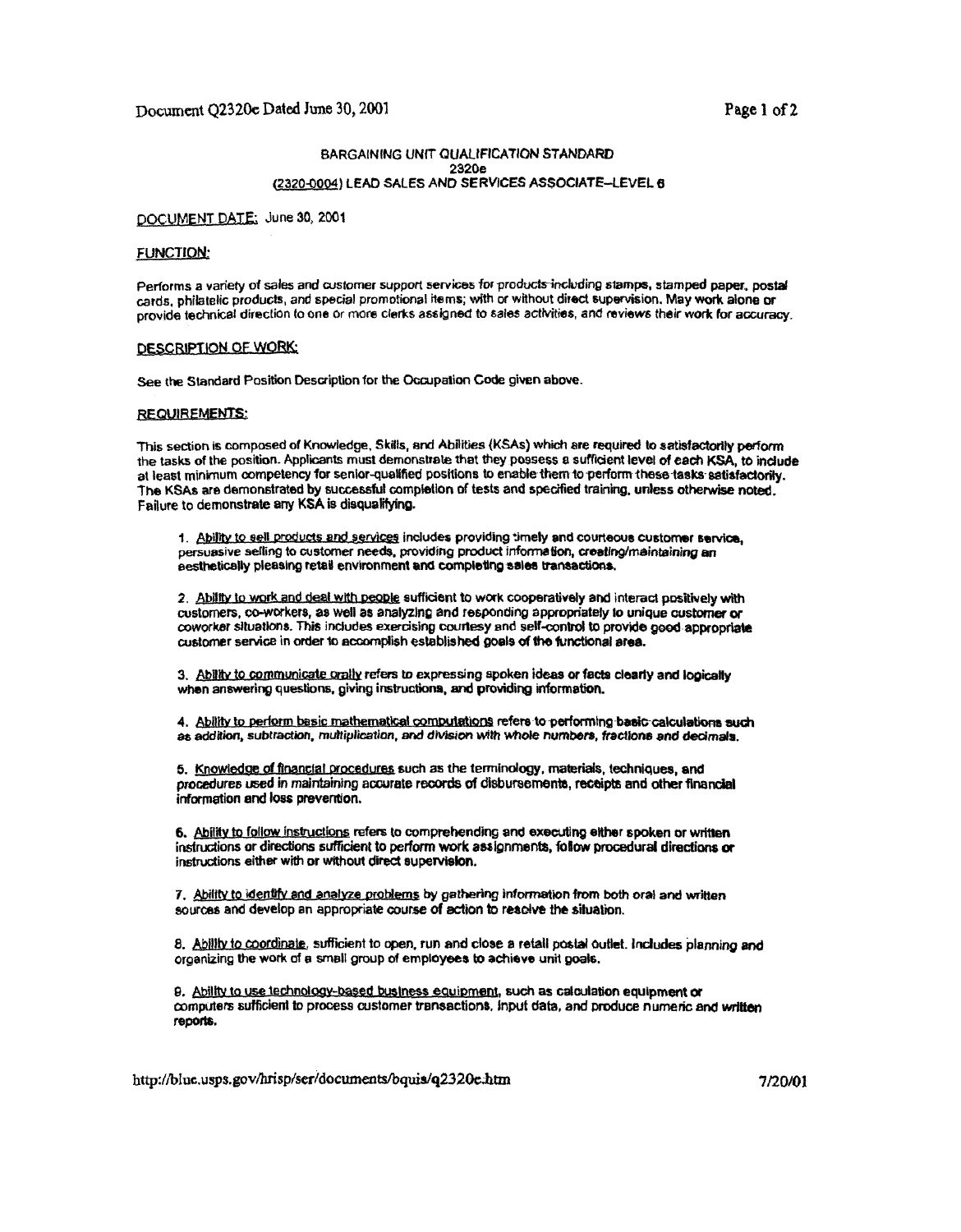Document Q2320e Dated June 30, 2001

# BARGAINING UNIT QUALIFICATION STANDARD
## 2320e
## (2320-0004) LEAD SALES AND SERVICES ASSOCIATE–LEVEL 6

DOCUMENT DATE: June 30, 2001

FUNCTION:

Performs a variety of sales and customer support services for products including stamps, stamped paper, postal cards, philatelic products, and special promotional items; with or without direct supervision. May work alone or provide technical direction to one or more clerks assigned to sales activities, and reviews their work for accuracy.

DESCRIPTION OF WORK:

See the Standard Position Description for the Occupation Code given above.

REQUIREMENTS:

This section is composed of Knowledge, Skills, and Abilities (KSAs) which are required to satisfactorily perform the tasks of the position. Applicants must demonstrate that they possess a sufficient level of each KSA, to include at least minimum competency for senior-qualified positions to enable them to perform these tasks satisfactorily. The KSAs are demonstrated by successful completion of tests and specified training, unless otherwise noted. Failure to demonstrate any KSA is disqualifying.

1. Ability to sell products and services includes providing timely and courteous customer service, persuasive selling to customer needs, providing product information, creating/maintaining an aesthetically pleasing retail environment and completing sales transactions.

2. Ability to work and deal with people sufficient to work cooperatively and interact positively with customers, co-workers, as well as analyzing and responding appropriately to unique customer or coworker situations. This includes exercising courtesy and self-control to provide good appropriate customer service in order to accomplish established goals of the functional area.

3. Ability to communicate orally refers to expressing spoken ideas or facts clearly and logically when answering questions, giving instructions, and providing information.

4. Ability to perform basic mathematical computations refers to performing basic calculations such as addition, subtraction, multiplication, and division with whole numbers, fractions and decimals.

5. Knowledge of financial procedures such as the terminology, materials, techniques, and procedures used in maintaining accurate records of disbursements, receipts and other financial information and loss prevention.

6. Ability to follow instructions refers to comprehending and executing either spoken or written instructions or directions sufficient to perform work assignments, follow procedural directions or instructions either with or without direct supervision.

7. Ability to identify and analyze problems by gathering information from both oral and written sources and develop an appropriate course of action to resolve the situation.

8. Ability to coordinate, sufficient to open, run and close a retail postal outlet. Includes planning and organizing the work of a small group of employees to achieve unit goals.

9. Ability to use technology-based business equipment, such as calculation equipment or computers sufficient to process customer transactions, input data, and produce numeric and written reports.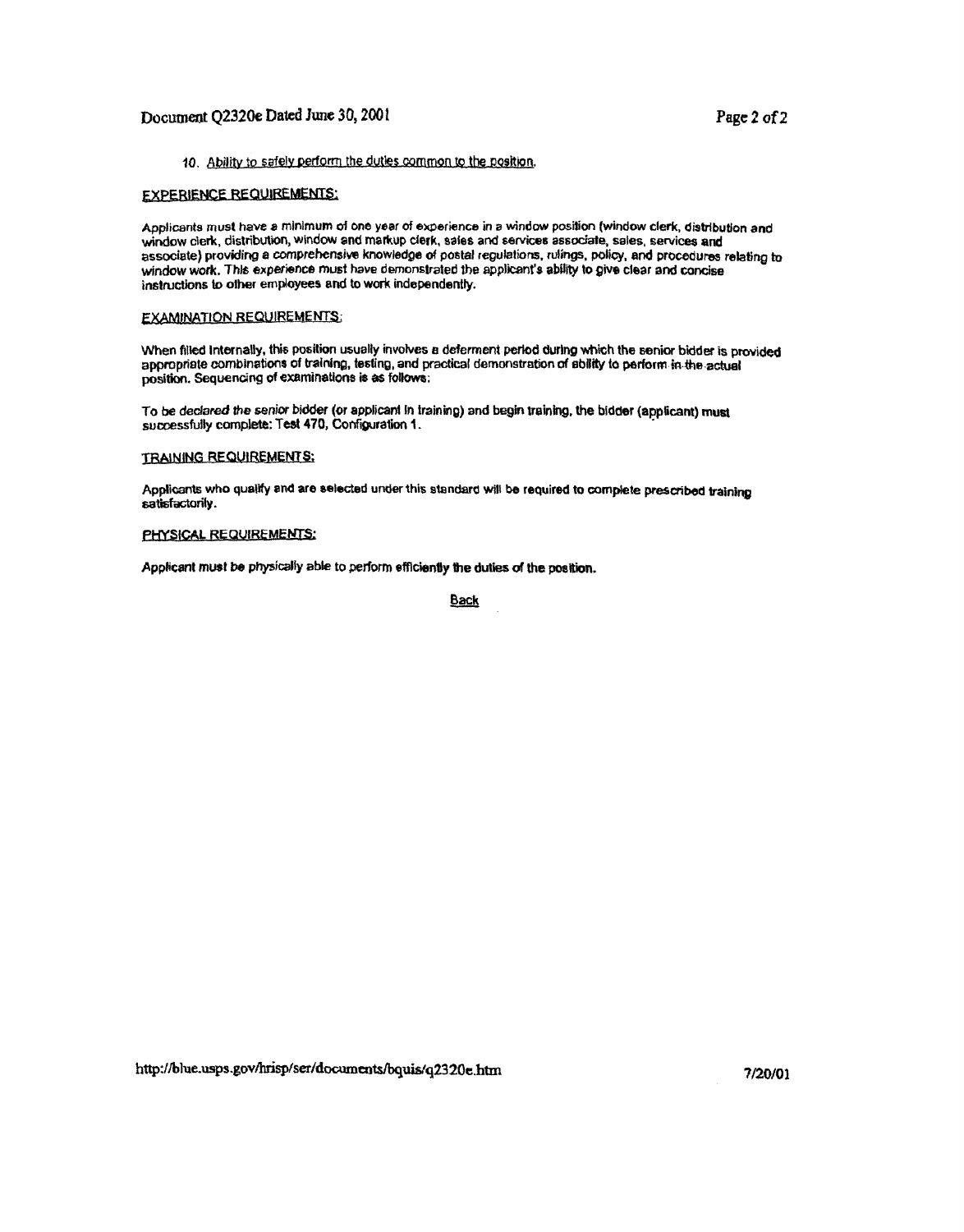10. Ability to safely perform the duties common to the position.

EXPERIENCE REQUIREMENTS:

Applicants must have a minimum of one year of experience in a window position (window clerk, distribution and window clerk, distribution, window and markup clerk, sales and services associate, sales, services and associate) providing a comprehensive knowledge of postal regulations, rulings, policy, and procedures relating to window work. This experience must have demonstrated the applicant's ability to give clear and concise instructions to other employees and to work independently.

EXAMINATION REQUIREMENTS:

When filled internally, this position usually involves a deferment period during which the senior bidder is provided appropriate combinations of training, testing, and practical demonstration of ability to perform in the actual position. Sequencing of examinations is as follows:

To be declared the senior bidder (or applicant in training) and begin training, the bidder (applicant) must successfully complete: Test 470, Configuration 1.

TRAINING REQUIREMENTS:

Applicants who qualify and are selected under this standard will be required to complete prescribed training satisfactorily.

PHYSICAL REQUIREMENTS:

Applicant must be physically able to perform efficiently the duties of the position.

Back